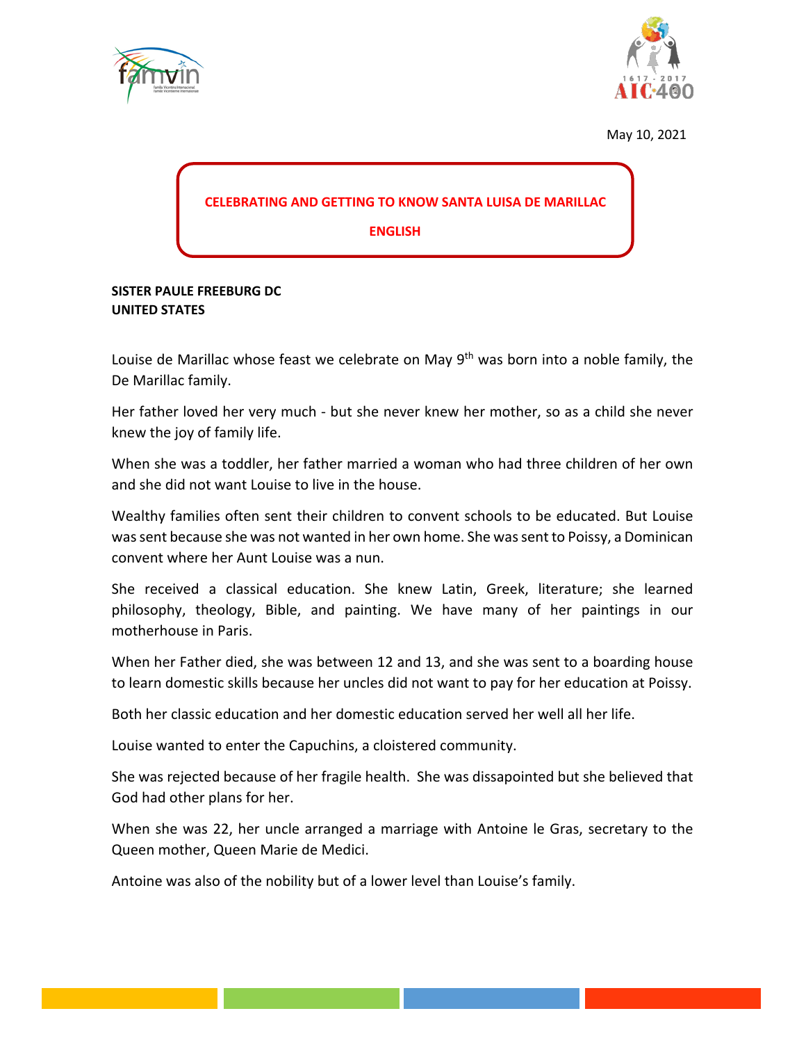May 10, 2021

**CELEBRATING AND GETTING TO KNOW SANTA LUISA DE MARILLAC**

**ENGLISH**

**SISTER PAULE FREEBURG DC**
**UNITED STATES**

Louise de Marillac whose feast we celebrate on May 9th was born into a noble family, the De Marillac family.

Her father loved her very much - but she never knew her mother, so as a child she never knew the joy of family life.

When she was a toddler, her father married a woman who had three children of her own and she did not want Louise to live in the house.

Wealthy families often sent their children to convent schools to be educated. But Louise was sent because she was not wanted in her own home. She was sent to Poissy, a Dominican convent where her Aunt Louise was a nun.

She received a classical education. She knew Latin, Greek, literature; she learned philosophy, theology, Bible, and painting. We have many of her paintings in our motherhouse in Paris.

When her Father died, she was between 12 and 13, and she was sent to a boarding house to learn domestic skills because her uncles did not want to pay for her education at Poissy.

Both her classic education and her domestic education served her well all her life.

Louise wanted to enter the Capuchins, a cloistered community.

She was rejected because of her fragile health. She was dissapointed but she believed that God had other plans for her.

When she was 22, her uncle arranged a marriage with Antoine le Gras, secretary to the Queen mother, Queen Marie de Medici.

Antoine was also of the nobility but of a lower level than Louise's family.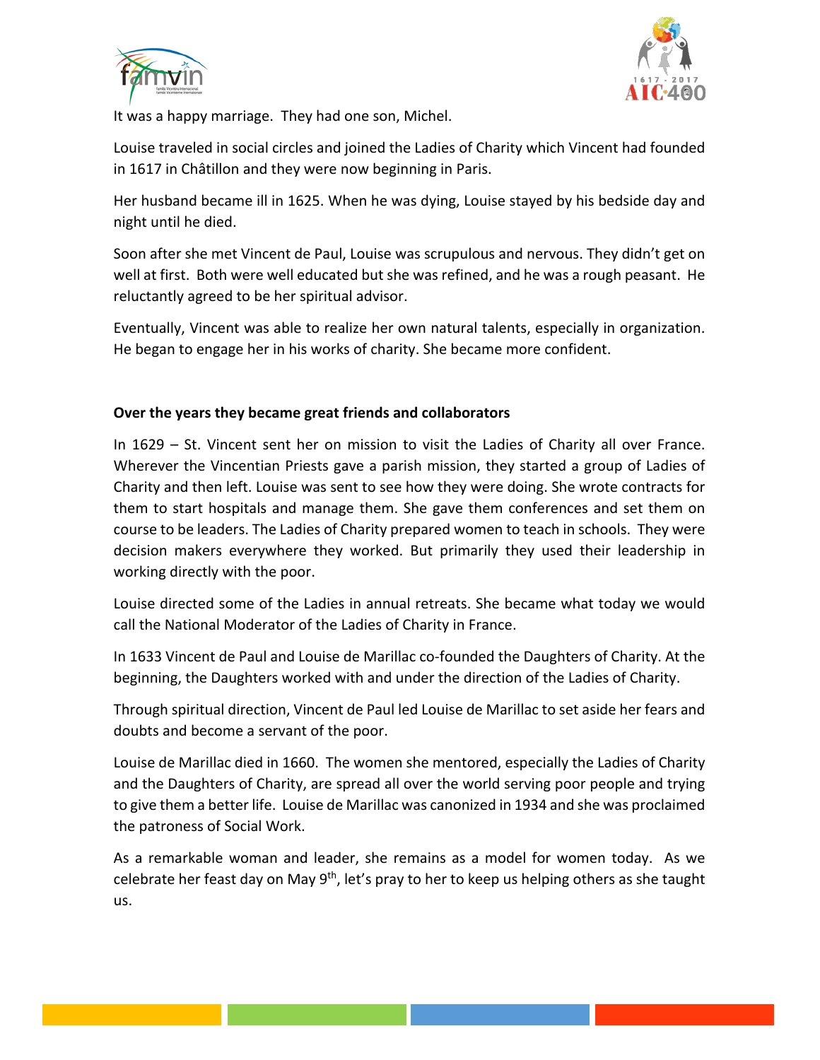It was a happy marriage. They had one son, Michel.

Louise traveled in social circles and joined the Ladies of Charity which Vincent had founded in 1617 in Châtillon and they were now beginning in Paris.

Her husband became ill in 1625. When he was dying, Louise stayed by his bedside day and night until he died.

Soon after she met Vincent de Paul, Louise was scrupulous and nervous. They didn't get on well at first. Both were well educated but she was refined, and he was a rough peasant. He reluctantly agreed to be her spiritual advisor.

Eventually, Vincent was able to realize her own natural talents, especially in organization. He began to engage her in his works of charity. She became more confident.

**Over the years they became great friends and collaborators**

In 1629 – St. Vincent sent her on mission to visit the Ladies of Charity all over France. Wherever the Vincentian Priests gave a parish mission, they started a group of Ladies of Charity and then left. Louise was sent to see how they were doing. She wrote contracts for them to start hospitals and manage them. She gave them conferences and set them on course to be leaders. The Ladies of Charity prepared women to teach in schools. They were decision makers everywhere they worked. But primarily they used their leadership in working directly with the poor.

Louise directed some of the Ladies in annual retreats. She became what today we would call the National Moderator of the Ladies of Charity in France.

In 1633 Vincent de Paul and Louise de Marillac co-founded the Daughters of Charity. At the beginning, the Daughters worked with and under the direction of the Ladies of Charity.

Through spiritual direction, Vincent de Paul led Louise de Marillac to set aside her fears and doubts and become a servant of the poor.

Louise de Marillac died in 1660. The women she mentored, especially the Ladies of Charity and the Daughters of Charity, are spread all over the world serving poor people and trying to give them a better life. Louise de Marillac was canonized in 1934 and she was proclaimed the patroness of Social Work.

As a remarkable woman and leader, she remains as a model for women today. As we celebrate her feast day on May 9th, let's pray to her to keep us helping others as she taught us.